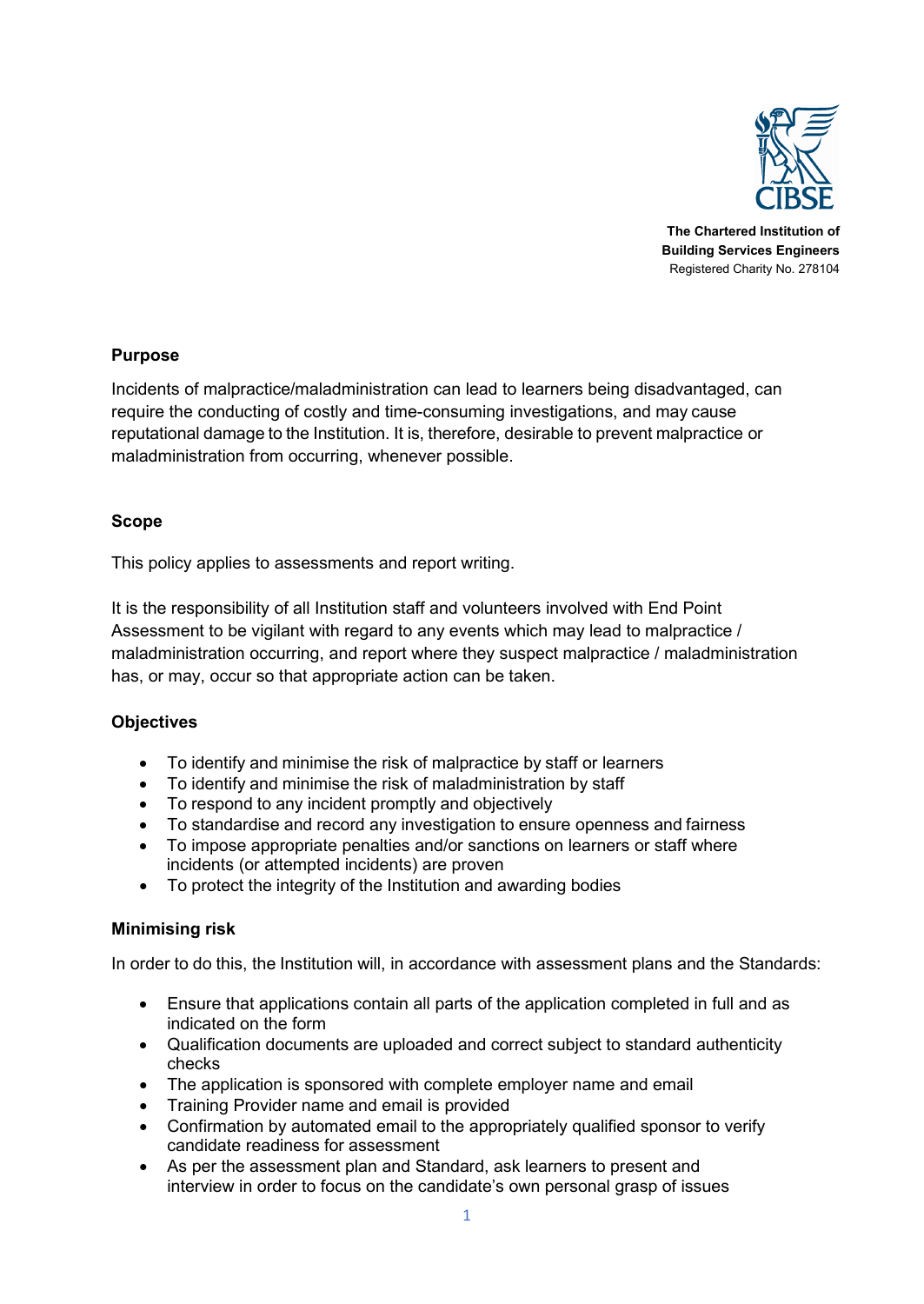**The Chartered Institution of Building Services Engineers**
Registered Charity No. 278104

## Purpose

Incidents of malpractice/maladministration can lead to learners being disadvantaged, can require the conducting of costly and time-consuming investigations, and may cause reputational damage to the Institution. It is, therefore, desirable to prevent malpractice or maladministration from occurring, whenever possible.

## Scope

This policy applies to assessments and report writing.

It is the responsibility of all Institution staff and volunteers involved with End Point Assessment to be vigilant with regard to any events which may lead to malpractice / maladministration occurring, and report where they suspect malpractice / maladministration has, or may, occur so that appropriate action can be taken.

## Objectives

- To identify and minimise the risk of malpractice by staff or learners
- To identify and minimise the risk of maladministration by staff
- To respond to any incident promptly and objectively
- To standardise and record any investigation to ensure openness and fairness
- To impose appropriate penalties and/or sanctions on learners or staff where incidents (or attempted incidents) are proven
- To protect the integrity of the Institution and awarding bodies

## Minimising risk

In order to do this, the Institution will, in accordance with assessment plans and the Standards:

- Ensure that applications contain all parts of the application completed in full and as indicated on the form
- Qualification documents are uploaded and correct subject to standard authenticity checks
- The application is sponsored with complete employer name and email
- Training Provider name and email is provided
- Confirmation by automated email to the appropriately qualified sponsor to verify candidate readiness for assessment
- As per the assessment plan and Standard, ask learners to present and interview in order to focus on the candidate's own personal grasp of issues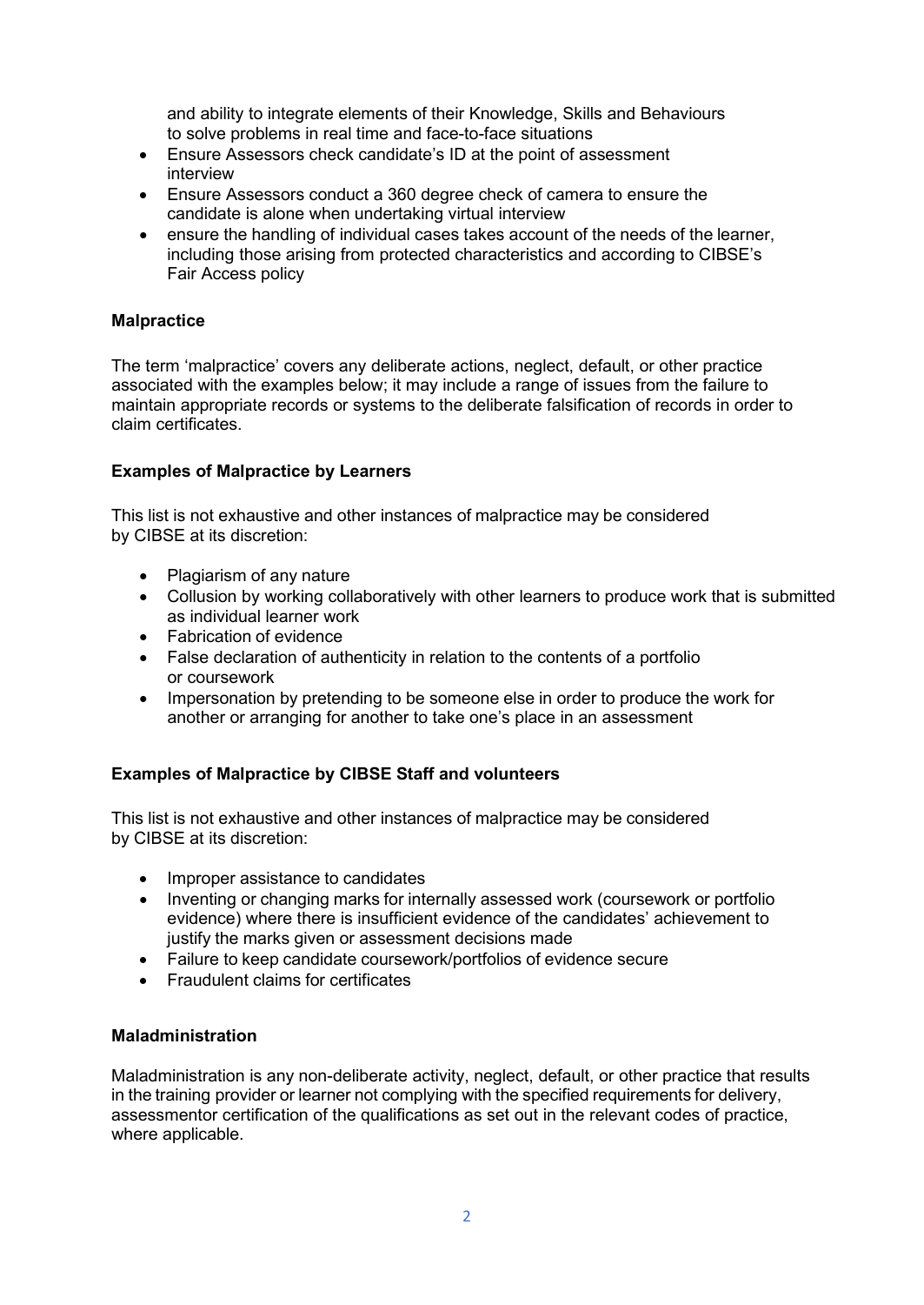and ability to integrate elements of their Knowledge, Skills and Behaviours to solve problems in real time and face-to-face situations

- Ensure Assessors check candidate's ID at the point of assessment interview
- Ensure Assessors conduct a 360 degree check of camera to ensure the candidate is alone when undertaking virtual interview
- ensure the handling of individual cases takes account of the needs of the learner, including those arising from protected characteristics and according to CIBSE's Fair Access policy

**Malpractice**

The term 'malpractice' covers any deliberate actions, neglect, default, or other practice associated with the examples below; it may include a range of issues from the failure to maintain appropriate records or systems to the deliberate falsification of records in order to claim certificates.

**Examples of Malpractice by Learners**

This list is not exhaustive and other instances of malpractice may be considered by CIBSE at its discretion:

- Plagiarism of any nature
- Collusion by working collaboratively with other learners to produce work that is submitted as individual learner work
- Fabrication of evidence
- False declaration of authenticity in relation to the contents of a portfolio or coursework
- Impersonation by pretending to be someone else in order to produce the work for another or arranging for another to take one's place in an assessment

**Examples of Malpractice by CIBSE Staff and volunteers**

This list is not exhaustive and other instances of malpractice may be considered by CIBSE at its discretion:

- Improper assistance to candidates
- Inventing or changing marks for internally assessed work (coursework or portfolio evidence) where there is insufficient evidence of the candidates' achievement to justify the marks given or assessment decisions made
- Failure to keep candidate coursework/portfolios of evidence secure
- Fraudulent claims for certificates

**Maladministration**

Maladministration is any non-deliberate activity, neglect, default, or other practice that results in the training provider or learner not complying with the specified requirements for delivery, assessmentor certification of the qualifications as set out in the relevant codes of practice, where applicable.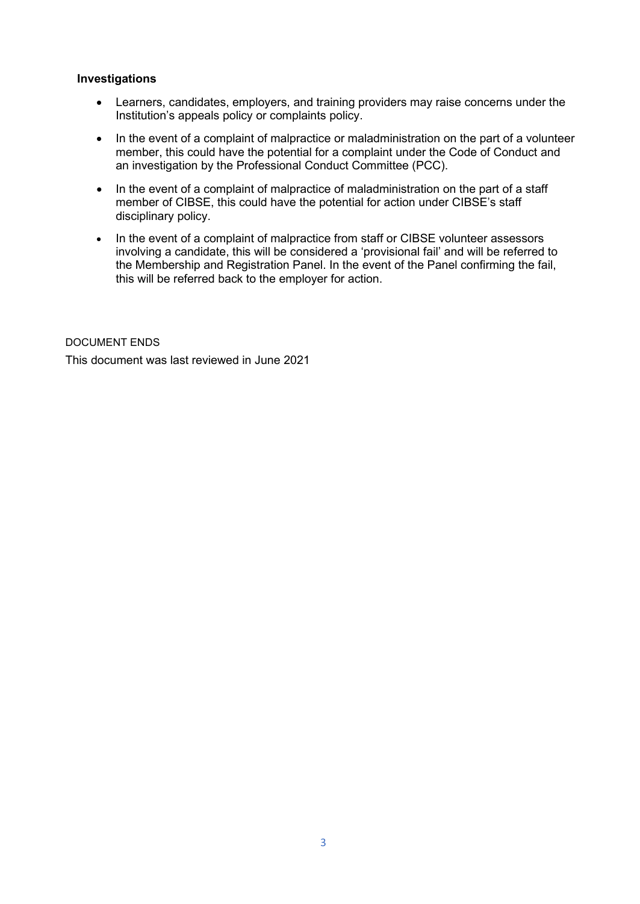### Investigations

- Learners, candidates, employers, and training providers may raise concerns under the Institution's appeals policy or complaints policy.
- In the event of a complaint of malpractice or maladministration on the part of a volunteer member, this could have the potential for a complaint under the Code of Conduct and an investigation by the Professional Conduct Committee (PCC).
- In the event of a complaint of malpractice of maladministration on the part of a staff member of CIBSE, this could have the potential for action under CIBSE's staff disciplinary policy.
- In the event of a complaint of malpractice from staff or CIBSE volunteer assessors involving a candidate, this will be considered a 'provisional fail' and will be referred to the Membership and Registration Panel. In the event of the Panel confirming the fail, this will be referred back to the employer for action.

DOCUMENT ENDS

This document was last reviewed in June 2021